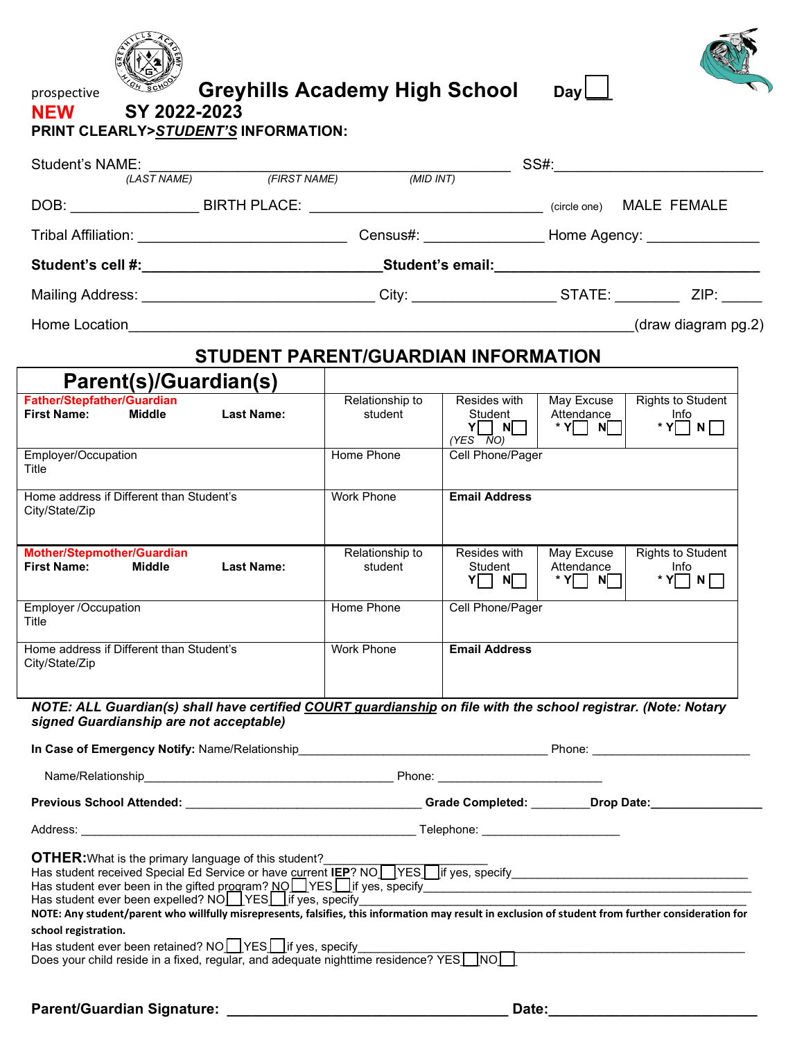prospective

**NEW**

# Greyhills Academy High School

Day ___

## SY 2022-2023

**PRINT CLEARLY>*STUDENT'S* INFORMATION:**

Student's NAME: ______________________________________________ SS#: ________________________
*(LAST NAME) (FIRST NAME) (MID INT)*

DOB: _______________ BIRTH PLACE: ______________________________ (circle one) MALE FEMALE

Tribal Affiliation: _________________________ Census#: ______________ Home Agency: _____________

**Student's cell #:**___________________________**Student's email:**________________________________

Mailing Address: ___________________________ City: _________________ STATE: ________ ZIP: _____

Home Location_____________________________________________________________(draw diagram pg.2)

## STUDENT PARENT/GUARDIAN INFORMATION

| Parent(s)/Guardian(s) | | | | |
|---|---|---|---|---|
| **Father/Stepfather/Guardian** **First Name: Middle Last Name:** | Relationship to student | Resides with Student Y☐ N☐ *(YES NO)* | May Excuse Attendance * Y☐ N☐ | Rights to Student Info * Y☐ N☐ |
| Employer/Occupation Title | Home Phone | Cell Phone/Pager | | |
| Home address if Different than Student's City/State/Zip | Work Phone | **Email Address** | | |
| **Mother/Stepmother/Guardian** **First Name: Middle Last Name:** | Relationship to student | Resides with Student Y☐ N☐ | May Excuse Attendance * Y☐ N☐ | Rights to Student Info * Y☐ N☐ |
| Employer /Occupation Title | Home Phone | Cell Phone/Pager | | |
| Home address if Different than Student's City/State/Zip | Work Phone | **Email Address** | | |

***NOTE: ALL Guardian(s) shall have certified COURT guardianship on file with the school registrar. (Note: Notary signed Guardianship are not acceptable)***

**In Case of Emergency Notify:** Name/Relationship____________________________________ Phone: ______________________

Name/Relationship____________________________________ Phone: ________________________

**Previous School Attended:** ___________________________________ **Grade Completed:** ________**Drop Date:**________________

Address: ___________________________________________________ Telephone: ____________________

**OTHER:**What is the primary language of this student?__________________________
Has student received Special Ed Service or have current **IEP**? NO☐ YES☐ if yes, specify_______________________________
Has student ever been in the gifted program? NO☐ YES☐ if yes, specify____________________________________________
Has student ever been expelled? NO☐ YES☐ if yes, specify______________________________________________________

**NOTE: Any student/parent who willfully misrepresents, falsifies, this information may result in exclusion of student from further consideration for school registration.**

Has student ever been retained? NO☐ YES☐ if yes, specify______________________________________________________
Does your child reside in a fixed, regular, and adequate nighttime residence? YES☐ NO☐

**Parent/Guardian Signature:** ___________________________________ **Date:**______________________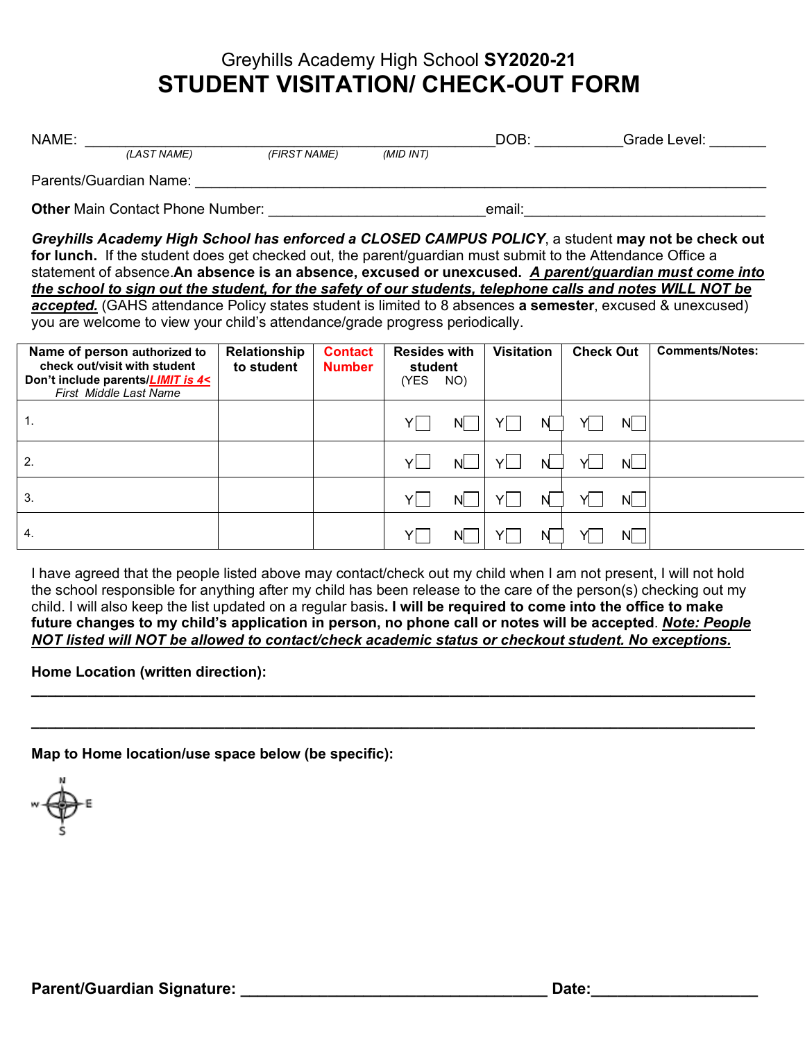# Greyhills Academy High School **SY2020-21**
# STUDENT VISITATION/ CHECK-OUT FORM

NAME: ______________________________________________ DOB: ___________ Grade Level: _______
(LAST NAME) (FIRST NAME) (MID INT)

Parents/Guardian Name: ____________________________________________________________

**Other** Main Contact Phone Number: ___________________________ email: ______________________________

***Greyhills Academy High School has enforced a CLOSED CAMPUS POLICY***, a student **may not be check out for lunch.** If the student does get checked out, the parent/guardian must submit to the Attendance Office a statement of absence.**An absence is an absence, excused or unexcused.** ***A parent/guardian must come into the school to sign out the student, for the safety of our students, telephone calls and notes WILL NOT be accepted.*** (GAHS attendance Policy states student is limited to 8 absences **a semester**, excused & unexcused) you are welcome to view your child's attendance/grade progress periodically.

| Name of person authorized to check out/visit with student Don't include parents/***LIMIT is 4<*** First Middle Last Name | Relationship to student | Contact Number | Resides with student (YES NO) | Visitation | Check Out | Comments/Notes: |
|---|---|---|---|---|---|---|
| 1. | | | Y☐ N☐ | Y☐ N☐ | Y☐ N☐ | |
| 2. | | | Y☐ N☐ | Y☐ N☐ | Y☐ N☐ | |
| 3. | | | Y☐ N☐ | Y☐ N☐ | Y☐ N☐ | |
| 4. | | | Y☐ N☐ | Y☐ N☐ | Y☐ N☐ | |

I have agreed that the people listed above may contact/check out my child when I am not present, I will not hold the school responsible for anything after my child has been release to the care of the person(s) checking out my child. I will also keep the list updated on a regular basis**. I will be required to come into the office to make future changes to my child's application in person, no phone call or notes will be accepted**. ***Note: People NOT listed will NOT be allowed to contact/check academic status or checkout student. No exceptions.***

**Home Location (written direction):**

______________________________________________________________________________

______________________________________________________________________________

**Map to Home location/use space below (be specific):**

N
W E
S

**Parent/Guardian Signature:** ___________________________________ **Date:**___________________